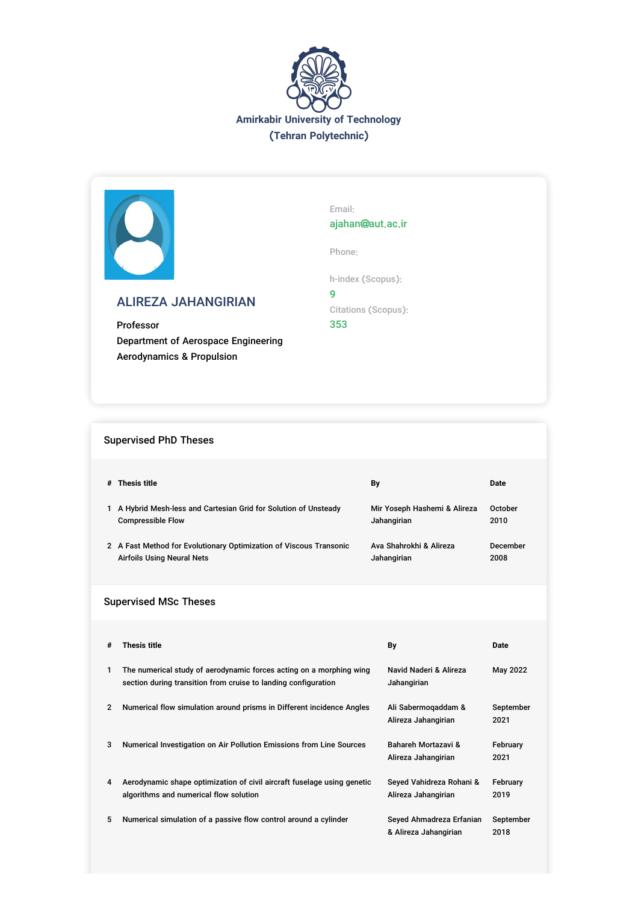**Amirkabir University of Technology**
**(Tehran Polytechnic)**

## ALIREZA JAHANGIRIAN

Professor
Department of Aerospace Engineering
Aerodynamics & Propulsion

Email:
ajahan@aut.ac.ir

Phone:

h-index (Scopus):
9

Citations (Scopus):
353

### Supervised PhD Theses

| # | Thesis title | By | Date |
|---|---|---|---|
| 1 | A Hybrid Mesh-less and Cartesian Grid for Solution of Unsteady Compressible Flow | Mir Yoseph Hashemi & Alireza Jahangirian | October 2010 |
| 2 | A Fast Method for Evolutionary Optimization of Viscous Transonic Airfoils Using Neural Nets | Ava Shahrokhi & Alireza Jahangirian | December 2008 |

### Supervised MSc Theses

| # | Thesis title | By | Date |
|---|---|---|---|
| 1 | The numerical study of aerodynamic forces acting on a morphing wing section during transition from cruise to landing configuration | Navid Naderi & Alireza Jahangirian | May 2022 |
| 2 | Numerical flow simulation around prisms in Different incidence Angles | Ali Sabermoqaddam & Alireza Jahangirian | September 2021 |
| 3 | Numerical Investigation on Air Pollution Emissions from Line Sources | Bahareh Mortazavi & Alireza Jahangirian | February 2021 |
| 4 | Aerodynamic shape optimization of civil aircraft fuselage using genetic algorithms and numerical flow solution | Seyed Vahidreza Rohani & Alireza Jahangirian | February 2019 |
| 5 | Numerical simulation of a passive flow control around a cylinder | Seyed Ahmadreza Erfanian & Alireza Jahangirian | September 2018 |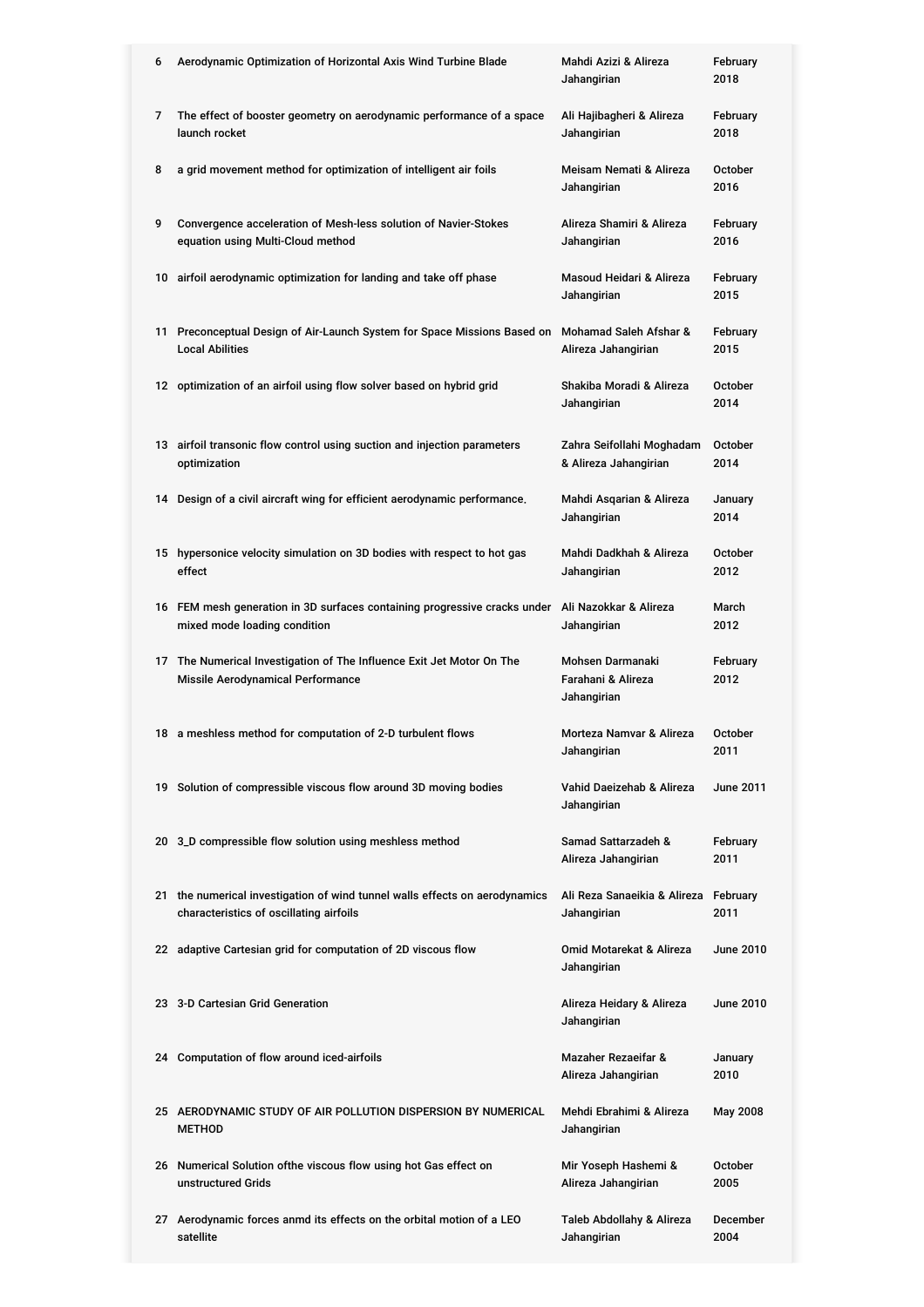| | | | |
|---|---|---|---|
| 6 | Aerodynamic Optimization of Horizontal Axis Wind Turbine Blade | Mahdi Azizi & Alireza Jahangirian | February 2018 |
| 7 | The effect of booster geometry on aerodynamic performance of a space launch rocket | Ali Hajibagheri & Alireza Jahangirian | February 2018 |
| 8 | a grid movement method for optimization of intelligent air foils | Meisam Nemati & Alireza Jahangirian | October 2016 |
| 9 | Convergence acceleration of Mesh-less solution of Navier-Stokes equation using Multi-Cloud method | Alireza Shamiri & Alireza Jahangirian | February 2016 |
| 10 | airfoil aerodynamic optimization for landing and take off phase | Masoud Heidari & Alireza Jahangirian | February 2015 |
| 11 | Preconceptual Design of Air-Launch System for Space Missions Based on Local Abilities | Mohamad Saleh Afshar & Alireza Jahangirian | February 2015 |
| 12 | optimization of an airfoil using flow solver based on hybrid grid | Shakiba Moradi & Alireza Jahangirian | October 2014 |
| 13 | airfoil transonic flow control using suction and injection parameters optimization | Zahra Seifollahi Moghadam & Alireza Jahangirian | October 2014 |
| 14 | Design of a civil aircraft wing for efficient aerodynamic performance. | Mahdi Asqarian & Alireza Jahangirian | January 2014 |
| 15 | hypersonice velocity simulation on 3D bodies with respect to hot gas effect | Mahdi Dadkhah & Alireza Jahangirian | October 2012 |
| 16 | FEM mesh generation in 3D surfaces containing progressive cracks under mixed mode loading condition | Ali Nazokkar & Alireza Jahangirian | March 2012 |
| 17 | The Numerical Investigation of The Influence Exit Jet Motor On The Missile Aerodynamical Performance | Mohsen Darmanaki Farahani & Alireza Jahangirian | February 2012 |
| 18 | a meshless method for computation of 2-D turbulent flows | Morteza Namvar & Alireza Jahangirian | October 2011 |
| 19 | Solution of compressible viscous flow around 3D moving bodies | Vahid Daeizehab & Alireza Jahangirian | June 2011 |
| 20 | 3_D compressible flow solution using meshless method | Samad Sattarzadeh & Alireza Jahangirian | February 2011 |
| 21 | the numerical investigation of wind tunnel walls effects on aerodynamics characteristics of oscillating airfoils | Ali Reza Sanaeikia & Alireza Jahangirian | February 2011 |
| 22 | adaptive Cartesian grid for computation of 2D viscous flow | Omid Motarekat & Alireza Jahangirian | June 2010 |
| 23 | 3-D Cartesian Grid Generation | Alireza Heidary & Alireza Jahangirian | June 2010 |
| 24 | Computation of flow around iced-airfoils | Mazaher Rezaeifar & Alireza Jahangirian | January 2010 |
| 25 | AERODYNAMIC STUDY OF AIR POLLUTION DISPERSION BY NUMERICAL METHOD | Mehdi Ebrahimi & Alireza Jahangirian | May 2008 |
| 26 | Numerical Solution ofthe viscous flow using hot Gas effect on unstructured Grids | Mir Yoseph Hashemi & Alireza Jahangirian | October 2005 |
| 27 | Aerodynamic forces anmd its effects on the orbital motion of a LEO satellite | Taleb Abdollahy & Alireza Jahangirian | December 2004 |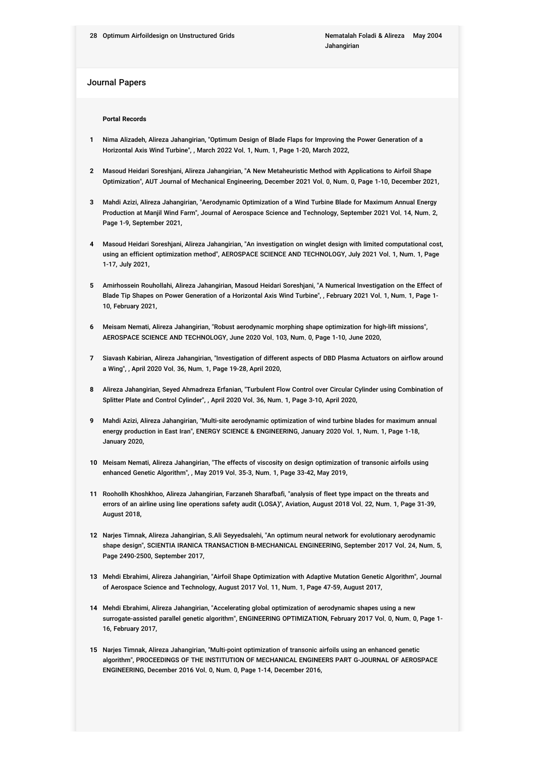28 Optimum Airfoildesign on Unstructured Grids | Nematalah Foladi & Alireza Jahangirian | May 2004

## Journal Papers

**Portal Records**

1. Nima Alizadeh, Alireza Jahangirian, "Optimum Design of Blade Flaps for Improving the Power Generation of a Horizontal Axis Wind Turbine", , March 2022 Vol. 1, Num. 1, Page 1-20, March 2022,
2. Masoud Heidari Soreshjani, Alireza Jahangirian, "A New Metaheuristic Method with Applications to Airfoil Shape Optimization", AUT Journal of Mechanical Engineering, December 2021 Vol. 0, Num. 0, Page 1-10, December 2021,
3. Mahdi Azizi, Alireza Jahangirian, "Aerodynamic Optimization of a Wind Turbine Blade for Maximum Annual Energy Production at Manjil Wind Farm", Journal of Aerospace Science and Technology, September 2021 Vol. 14, Num. 2, Page 1-9, September 2021,
4. Masoud Heidari Soreshjani, Alireza Jahangirian, "An investigation on winglet design with limited computational cost, using an efficient optimization method", AEROSPACE SCIENCE AND TECHNOLOGY, July 2021 Vol. 1, Num. 1, Page 1-17, July 2021,
5. Amirhossein Rouhollahi, Alireza Jahangirian, Masoud Heidari Soreshjani, "A Numerical Investigation on the Effect of Blade Tip Shapes on Power Generation of a Horizontal Axis Wind Turbine", , February 2021 Vol. 1, Num. 1, Page 1-10, February 2021,
6. Meisam Nemati, Alireza Jahangirian, "Robust aerodynamic morphing shape optimization for high-lift missions", AEROSPACE SCIENCE AND TECHNOLOGY, June 2020 Vol. 103, Num. 0, Page 1-10, June 2020,
7. Siavash Kabirian, Alireza Jahangirian, "Investigation of different aspects of DBD Plasma Actuators on airflow around a Wing", , April 2020 Vol. 36, Num. 1, Page 19-28, April 2020,
8. Alireza Jahangirian, Seyed Ahmadreza Erfanian, "Turbulent Flow Control over Circular Cylinder using Combination of Splitter Plate and Control Cylinder", , April 2020 Vol. 36, Num. 1, Page 3-10, April 2020,
9. Mahdi Azizi, Alireza Jahangirian, "Multi-site aerodynamic optimization of wind turbine blades for maximum annual energy production in East Iran", ENERGY SCIENCE & ENGINEERING, January 2020 Vol. 1, Num. 1, Page 1-18, January 2020,
10. Meisam Nemati, Alireza Jahangirian, "The effects of viscosity on design optimization of transonic airfoils using enhanced Genetic Algorithm", , May 2019 Vol. 35-3, Num. 1, Page 33-42, May 2019,
11. Roohollh Khoshkhoo, Alireza Jahangirian, Farzaneh Sharafbafi, "analysis of fleet type impact on the threats and errors of an airline using line operations safety audit (LOSA)", Aviation, August 2018 Vol. 22, Num. 1, Page 31-39, August 2018,
12. Narjes Timnak, Alireza Jahangirian, S.Ali Seyyedsalehi, "An optimum neural network for evolutionary aerodynamic shape design", SCIENTIA IRANICA TRANSACTION B-MECHANICAL ENGINEERING, September 2017 Vol. 24, Num. 5, Page 2490-2500, September 2017,
13. Mehdi Ebrahimi, Alireza Jahangirian, "Airfoil Shape Optimization with Adaptive Mutation Genetic Algorithm", Journal of Aerospace Science and Technology, August 2017 Vol. 11, Num. 1, Page 47-59, August 2017,
14. Mehdi Ebrahimi, Alireza Jahangirian, "Accelerating global optimization of aerodynamic shapes using a new surrogate-assisted parallel genetic algorithm", ENGINEERING OPTIMIZATION, February 2017 Vol. 0, Num. 0, Page 1-16, February 2017,
15. Narjes Timnak, Alireza Jahangirian, "Multi-point optimization of transonic airfoils using an enhanced genetic algorithm", PROCEEDINGS OF THE INSTITUTION OF MECHANICAL ENGINEERS PART G-JOURNAL OF AEROSPACE ENGINEERING, December 2016 Vol. 0, Num. 0, Page 1-14, December 2016,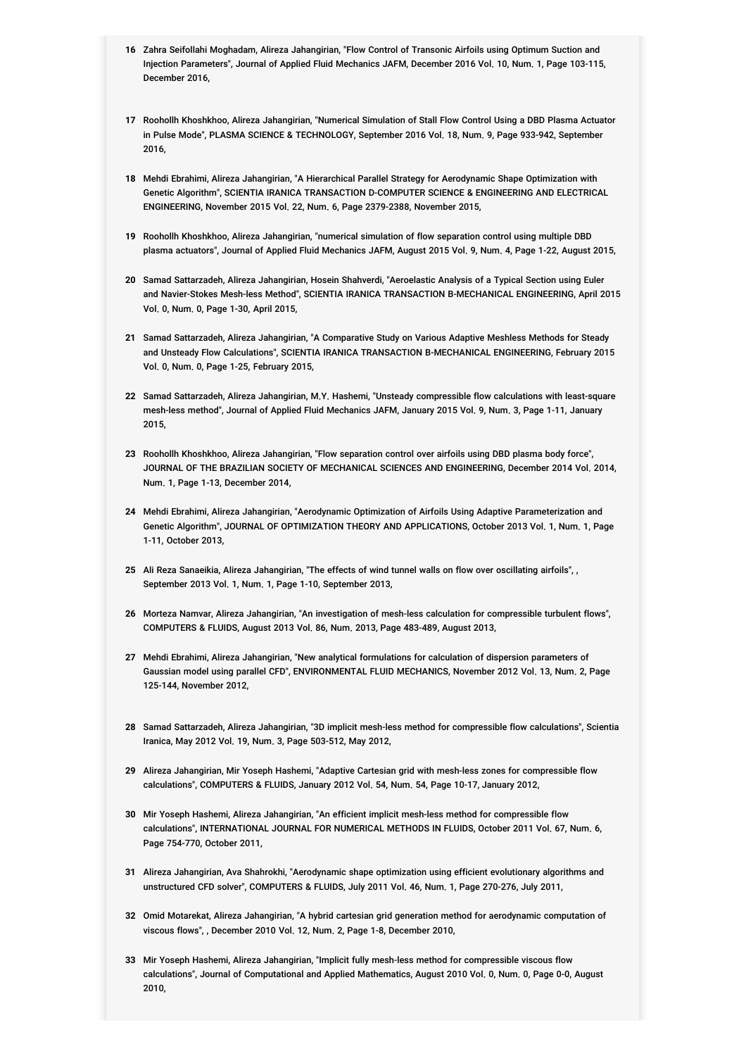16. Zahra Seifollahi Moghadam, Alireza Jahangirian, "Flow Control of Transonic Airfoils using Optimum Suction and Injection Parameters", Journal of Applied Fluid Mechanics JAFM, December 2016 Vol. 10, Num. 1, Page 103-115, December 2016,

17. Roohollh Khoshkhoo, Alireza Jahangirian, "Numerical Simulation of Stall Flow Control Using a DBD Plasma Actuator in Pulse Mode", PLASMA SCIENCE & TECHNOLOGY, September 2016 Vol. 18, Num. 9, Page 933-942, September 2016,

18. Mehdi Ebrahimi, Alireza Jahangirian, "A Hierarchical Parallel Strategy for Aerodynamic Shape Optimization with Genetic Algorithm", SCIENTIA IRANICA TRANSACTION D-COMPUTER SCIENCE & ENGINEERING AND ELECTRICAL ENGINEERING, November 2015 Vol. 22, Num. 6, Page 2379-2388, November 2015,

19. Roohollh Khoshkhoo, Alireza Jahangirian, "numerical simulation of flow separation control using multiple DBD plasma actuators", Journal of Applied Fluid Mechanics JAFM, August 2015 Vol. 9, Num. 4, Page 1-22, August 2015,

20. Samad Sattarzadeh, Alireza Jahangirian, Hosein Shahverdi, "Aeroelastic Analysis of a Typical Section using Euler and Navier-Stokes Mesh-less Method", SCIENTIA IRANICA TRANSACTION B-MECHANICAL ENGINEERING, April 2015 Vol. 0, Num. 0, Page 1-30, April 2015,

21. Samad Sattarzadeh, Alireza Jahangirian, "A Comparative Study on Various Adaptive Meshless Methods for Steady and Unsteady Flow Calculations", SCIENTIA IRANICA TRANSACTION B-MECHANICAL ENGINEERING, February 2015 Vol. 0, Num. 0, Page 1-25, February 2015,

22. Samad Sattarzadeh, Alireza Jahangirian, M.Y. Hashemi, "Unsteady compressible flow calculations with least-square mesh-less method", Journal of Applied Fluid Mechanics JAFM, January 2015 Vol. 9, Num. 3, Page 1-11, January 2015,

23. Roohollh Khoshkhoo, Alireza Jahangirian, "Flow separation control over airfoils using DBD plasma body force", JOURNAL OF THE BRAZILIAN SOCIETY OF MECHANICAL SCIENCES AND ENGINEERING, December 2014 Vol. 2014, Num. 1, Page 1-13, December 2014,

24. Mehdi Ebrahimi, Alireza Jahangirian, "Aerodynamic Optimization of Airfoils Using Adaptive Parameterization and Genetic Algorithm", JOURNAL OF OPTIMIZATION THEORY AND APPLICATIONS, October 2013 Vol. 1, Num. 1, Page 1-11, October 2013,

25. Ali Reza Sanaeikia, Alireza Jahangirian, "The effects of wind tunnel walls on flow over oscillating airfoils", , September 2013 Vol. 1, Num. 1, Page 1-10, September 2013,

26. Morteza Namvar, Alireza Jahangirian, "An investigation of mesh-less calculation for compressible turbulent flows", COMPUTERS & FLUIDS, August 2013 Vol. 86, Num. 2013, Page 483-489, August 2013,

27. Mehdi Ebrahimi, Alireza Jahangirian, "New analytical formulations for calculation of dispersion parameters of Gaussian model using parallel CFD", ENVIRONMENTAL FLUID MECHANICS, November 2012 Vol. 13, Num. 2, Page 125-144, November 2012,

28. Samad Sattarzadeh, Alireza Jahangirian, "3D implicit mesh-less method for compressible flow calculations", Scientia Iranica, May 2012 Vol. 19, Num. 3, Page 503-512, May 2012,

29. Alireza Jahangirian, Mir Yoseph Hashemi, "Adaptive Cartesian grid with mesh-less zones for compressible flow calculations", COMPUTERS & FLUIDS, January 2012 Vol. 54, Num. 54, Page 10-17, January 2012,

30. Mir Yoseph Hashemi, Alireza Jahangirian, "An efficient implicit mesh-less method for compressible flow calculations", INTERNATIONAL JOURNAL FOR NUMERICAL METHODS IN FLUIDS, October 2011 Vol. 67, Num. 6, Page 754-770, October 2011,

31. Alireza Jahangirian, Ava Shahrokhi, "Aerodynamic shape optimization using efficient evolutionary algorithms and unstructured CFD solver", COMPUTERS & FLUIDS, July 2011 Vol. 46, Num. 1, Page 270-276, July 2011,

32. Omid Motarekat, Alireza Jahangirian, "A hybrid cartesian grid generation method for aerodynamic computation of viscous flows", , December 2010 Vol. 12, Num. 2, Page 1-8, December 2010,

33. Mir Yoseph Hashemi, Alireza Jahangirian, "Implicit fully mesh-less method for compressible viscous flow calculations", Journal of Computational and Applied Mathematics, August 2010 Vol. 0, Num. 0, Page 0-0, August 2010,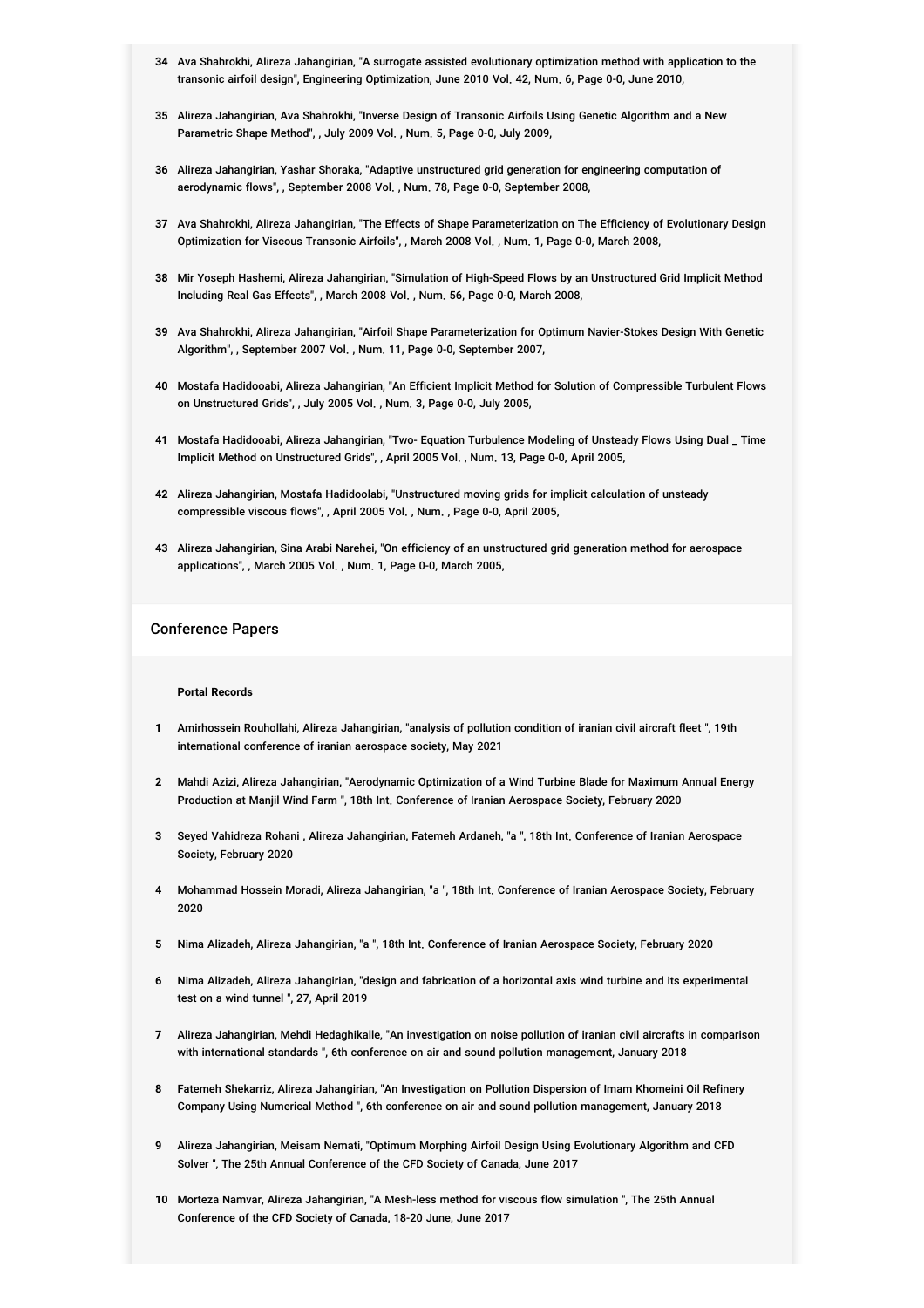34. Ava Shahrokhi, Alireza Jahangirian, "A surrogate assisted evolutionary optimization method with application to the transonic airfoil design", Engineering Optimization, June 2010 Vol. 42, Num. 6, Page 0-0, June 2010,

35. Alireza Jahangirian, Ava Shahrokhi, "Inverse Design of Transonic Airfoils Using Genetic Algorithm and a New Parametric Shape Method", , July 2009 Vol. , Num. 5, Page 0-0, July 2009,

36. Alireza Jahangirian, Yashar Shoraka, "Adaptive unstructured grid generation for engineering computation of aerodynamic flows", , September 2008 Vol. , Num. 78, Page 0-0, September 2008,

37. Ava Shahrokhi, Alireza Jahangirian, "The Effects of Shape Parameterization on The Efficiency of Evolutionary Design Optimization for Viscous Transonic Airfoils", , March 2008 Vol. , Num. 1, Page 0-0, March 2008,

38. Mir Yoseph Hashemi, Alireza Jahangirian, "Simulation of High-Speed Flows by an Unstructured Grid Implicit Method Including Real Gas Effects", , March 2008 Vol. , Num. 56, Page 0-0, March 2008,

39. Ava Shahrokhi, Alireza Jahangirian, "Airfoil Shape Parameterization for Optimum Navier-Stokes Design With Genetic Algorithm", , September 2007 Vol. , Num. 11, Page 0-0, September 2007,

40. Mostafa Hadidooabi, Alireza Jahangirian, "An Efficient Implicit Method for Solution of Compressible Turbulent Flows on Unstructured Grids", , July 2005 Vol. , Num. 3, Page 0-0, July 2005,

41. Mostafa Hadidooabi, Alireza Jahangirian, "Two- Equation Turbulence Modeling of Unsteady Flows Using Dual _ Time Implicit Method on Unstructured Grids", , April 2005 Vol. , Num. 13, Page 0-0, April 2005,

42. Alireza Jahangirian, Mostafa Hadidoolabi, "Unstructured moving grids for implicit calculation of unsteady compressible viscous flows", , April 2005 Vol. , Num. , Page 0-0, April 2005,

43. Alireza Jahangirian, Sina Arabi Narehei, "On efficiency of an unstructured grid generation method for aerospace applications", , March 2005 Vol. , Num. 1, Page 0-0, March 2005,

## Conference Papers

**Portal Records**

1. Amirhossein Rouhollahi, Alireza Jahangirian, "analysis of pollution condition of iranian civil aircraft fleet ", 19th international conference of iranian aerospace society, May 2021

2. Mahdi Azizi, Alireza Jahangirian, "Aerodynamic Optimization of a Wind Turbine Blade for Maximum Annual Energy Production at Manjil Wind Farm ", 18th Int. Conference of Iranian Aerospace Society, February 2020

3. Seyed Vahidreza Rohani , Alireza Jahangirian, Fatemeh Ardaneh, "a ", 18th Int. Conference of Iranian Aerospace Society, February 2020

4. Mohammad Hossein Moradi, Alireza Jahangirian, "a ", 18th Int. Conference of Iranian Aerospace Society, February 2020

5. Nima Alizadeh, Alireza Jahangirian, "a ", 18th Int. Conference of Iranian Aerospace Society, February 2020

6. Nima Alizadeh, Alireza Jahangirian, "design and fabrication of a horizontal axis wind turbine and its experimental test on a wind tunnel ", 27, April 2019

7. Alireza Jahangirian, Mehdi Hedaghikalle, "An investigation on noise pollution of iranian civil aircrafts in comparison with international standards ", 6th conference on air and sound pollution management, January 2018

8. Fatemeh Shekarriz, Alireza Jahangirian, "An Investigation on Pollution Dispersion of Imam Khomeini Oil Refinery Company Using Numerical Method ", 6th conference on air and sound pollution management, January 2018

9. Alireza Jahangirian, Meisam Nemati, "Optimum Morphing Airfoil Design Using Evolutionary Algorithm and CFD Solver ", The 25th Annual Conference of the CFD Society of Canada, June 2017

10. Morteza Namvar, Alireza Jahangirian, "A Mesh-less method for viscous flow simulation ", The 25th Annual Conference of the CFD Society of Canada, 18-20 June, June 2017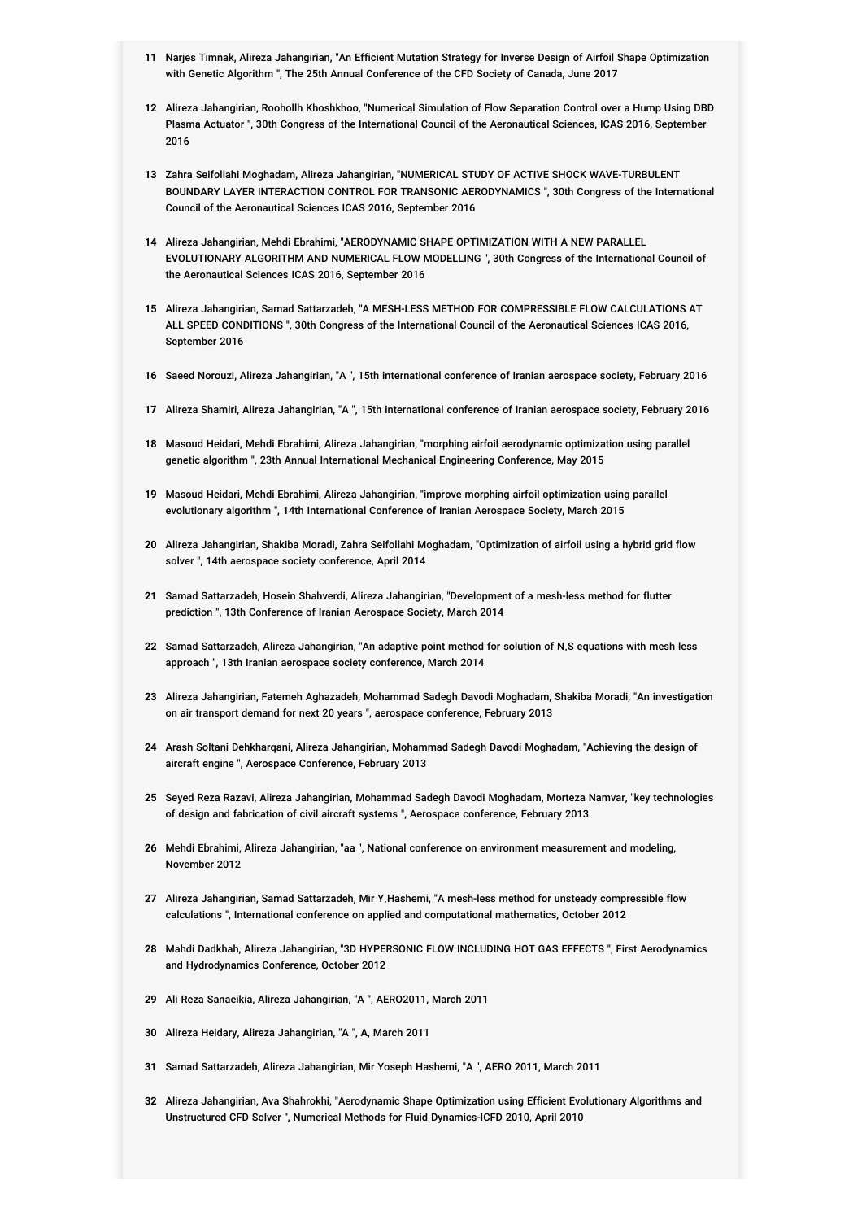11. Narjes Timnak, Alireza Jahangirian, "An Efficient Mutation Strategy for Inverse Design of Airfoil Shape Optimization with Genetic Algorithm ", The 25th Annual Conference of the CFD Society of Canada, June 2017

12. Alireza Jahangirian, Roohollh Khoshkhoo, "Numerical Simulation of Flow Separation Control over a Hump Using DBD Plasma Actuator ", 30th Congress of the International Council of the Aeronautical Sciences, ICAS 2016, September 2016

13. Zahra Seifollahi Moghadam, Alireza Jahangirian, "NUMERICAL STUDY OF ACTIVE SHOCK WAVE-TURBULENT BOUNDARY LAYER INTERACTION CONTROL FOR TRANSONIC AERODYNAMICS ", 30th Congress of the International Council of the Aeronautical Sciences ICAS 2016, September 2016

14. Alireza Jahangirian, Mehdi Ebrahimi, "AERODYNAMIC SHAPE OPTIMIZATION WITH A NEW PARALLEL EVOLUTIONARY ALGORITHM AND NUMERICAL FLOW MODELLING ", 30th Congress of the International Council of the Aeronautical Sciences ICAS 2016, September 2016

15. Alireza Jahangirian, Samad Sattarzadeh, "A MESH-LESS METHOD FOR COMPRESSIBLE FLOW CALCULATIONS AT ALL SPEED CONDITIONS ", 30th Congress of the International Council of the Aeronautical Sciences ICAS 2016, September 2016

16. Saeed Norouzi, Alireza Jahangirian, "A ", 15th international conference of Iranian aerospace society, February 2016

17. Alireza Shamiri, Alireza Jahangirian, "A ", 15th international conference of Iranian aerospace society, February 2016

18. Masoud Heidari, Mehdi Ebrahimi, Alireza Jahangirian, "morphing airfoil aerodynamic optimization using parallel genetic algorithm ", 23th Annual International Mechanical Engineering Conference, May 2015

19. Masoud Heidari, Mehdi Ebrahimi, Alireza Jahangirian, "improve morphing airfoil optimization using parallel evolutionary algorithm ", 14th International Conference of Iranian Aerospace Society, March 2015

20. Alireza Jahangirian, Shakiba Moradi, Zahra Seifollahi Moghadam, "Optimization of airfoil using a hybrid grid flow solver ", 14th aerospace society conference, April 2014

21. Samad Sattarzadeh, Hosein Shahverdi, Alireza Jahangirian, "Development of a mesh-less method for flutter prediction ", 13th Conference of Iranian Aerospace Society, March 2014

22. Samad Sattarzadeh, Alireza Jahangirian, "An adaptive point method for solution of N.S equations with mesh less approach ", 13th Iranian aerospace society conference, March 2014

23. Alireza Jahangirian, Fatemeh Aghazadeh, Mohammad Sadegh Davodi Moghadam, Shakiba Moradi, "An investigation on air transport demand for next 20 years ", aerospace conference, February 2013

24. Arash Soltani Dehkharqani, Alireza Jahangirian, Mohammad Sadegh Davodi Moghadam, "Achieving the design of aircraft engine ", Aerospace Conference, February 2013

25. Seyed Reza Razavi, Alireza Jahangirian, Mohammad Sadegh Davodi Moghadam, Morteza Namvar, "key technologies of design and fabrication of civil aircraft systems ", Aerospace conference, February 2013

26. Mehdi Ebrahimi, Alireza Jahangirian, "aa ", National conference on environment measurement and modeling, November 2012

27. Alireza Jahangirian, Samad Sattarzadeh, Mir Y.Hashemi, "A mesh-less method for unsteady compressible flow calculations ", International conference on applied and computational mathematics, October 2012

28. Mahdi Dadkhah, Alireza Jahangirian, "3D HYPERSONIC FLOW INCLUDING HOT GAS EFFECTS ", First Aerodynamics and Hydrodynamics Conference, October 2012

29. Ali Reza Sanaeikia, Alireza Jahangirian, "A ", AERO2011, March 2011

30. Alireza Heidary, Alireza Jahangirian, "A ", A, March 2011

31. Samad Sattarzadeh, Alireza Jahangirian, Mir Yoseph Hashemi, "A ", AERO 2011, March 2011

32. Alireza Jahangirian, Ava Shahrokhi, "Aerodynamic Shape Optimization using Efficient Evolutionary Algorithms and Unstructured CFD Solver ", Numerical Methods for Fluid Dynamics-ICFD 2010, April 2010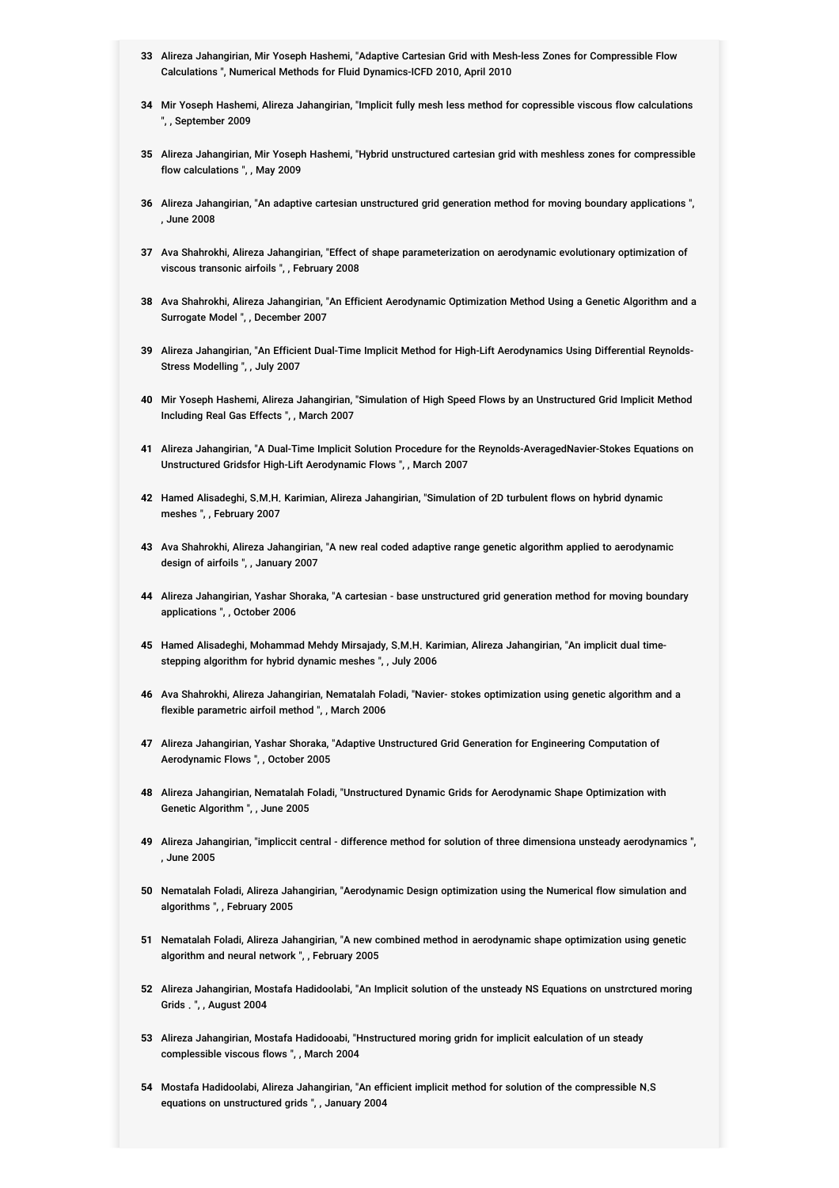33 Alireza Jahangirian, Mir Yoseph Hashemi, "Adaptive Cartesian Grid with Mesh-less Zones for Compressible Flow Calculations ", Numerical Methods for Fluid Dynamics-ICFD 2010, April 2010

34 Mir Yoseph Hashemi, Alireza Jahangirian, "Implicit fully mesh less method for copressible viscous flow calculations ", , September 2009

35 Alireza Jahangirian, Mir Yoseph Hashemi, "Hybrid unstructured cartesian grid with meshless zones for compressible flow calculations ", , May 2009

36 Alireza Jahangirian, "An adaptive cartesian unstructured grid generation method for moving boundary applications ", , June 2008

37 Ava Shahrokhi, Alireza Jahangirian, "Effect of shape parameterization on aerodynamic evolutionary optimization of viscous transonic airfoils ", , February 2008

38 Ava Shahrokhi, Alireza Jahangirian, "An Efficient Aerodynamic Optimization Method Using a Genetic Algorithm and a Surrogate Model ", , December 2007

39 Alireza Jahangirian, "An Efficient Dual-Time Implicit Method for High-Lift Aerodynamics Using Differential Reynolds-Stress Modelling ", , July 2007

40 Mir Yoseph Hashemi, Alireza Jahangirian, "Simulation of High Speed Flows by an Unstructured Grid Implicit Method Including Real Gas Effects ", , March 2007

41 Alireza Jahangirian, "A Dual-Time Implicit Solution Procedure for the Reynolds-AveragedNavier-Stokes Equations on Unstructured Gridsfor High-Lift Aerodynamic Flows ", , March 2007

42 Hamed Alisadeghi, S.M.H. Karimian, Alireza Jahangirian, "Simulation of 2D turbulent flows on hybrid dynamic meshes ", , February 2007

43 Ava Shahrokhi, Alireza Jahangirian, "A new real coded adaptive range genetic algorithm applied to aerodynamic design of airfoils ", , January 2007

44 Alireza Jahangirian, Yashar Shoraka, "A cartesian - base unstructured grid generation method for moving boundary applications ", , October 2006

45 Hamed Alisadeghi, Mohammad Mehdy Mirsajady, S.M.H. Karimian, Alireza Jahangirian, "An implicit dual time-stepping algorithm for hybrid dynamic meshes ", , July 2006

46 Ava Shahrokhi, Alireza Jahangirian, Nematalah Foladi, "Navier- stokes optimization using genetic algorithm and a flexible parametric airfoil method ", , March 2006

47 Alireza Jahangirian, Yashar Shoraka, "Adaptive Unstructured Grid Generation for Engineering Computation of Aerodynamic Flows ", , October 2005

48 Alireza Jahangirian, Nematalah Foladi, "Unstructured Dynamic Grids for Aerodynamic Shape Optimization with Genetic Algorithm ", , June 2005

49 Alireza Jahangirian, "impliccit central - difference method for solution of three dimensiona unsteady aerodynamics ", , June 2005

50 Nematalah Foladi, Alireza Jahangirian, "Aerodynamic Design optimization using the Numerical flow simulation and algorithms ", , February 2005

51 Nematalah Foladi, Alireza Jahangirian, "A new combined method in aerodynamic shape optimization using genetic algorithm and neural network ", , February 2005

52 Alireza Jahangirian, Mostafa Hadidoolabi, "An Implicit solution of the unsteady NS Equations on unstrctured moring Grids . ", , August 2004

53 Alireza Jahangirian, Mostafa Hadidooabi, "Hnstructured moring gridn for implicit ealculation of un steady complessible viscous flows ", , March 2004

54 Mostafa Hadidoolabi, Alireza Jahangirian, "An efficient implicit method for solution of the compressible N.S equations on unstructured grids ", , January 2004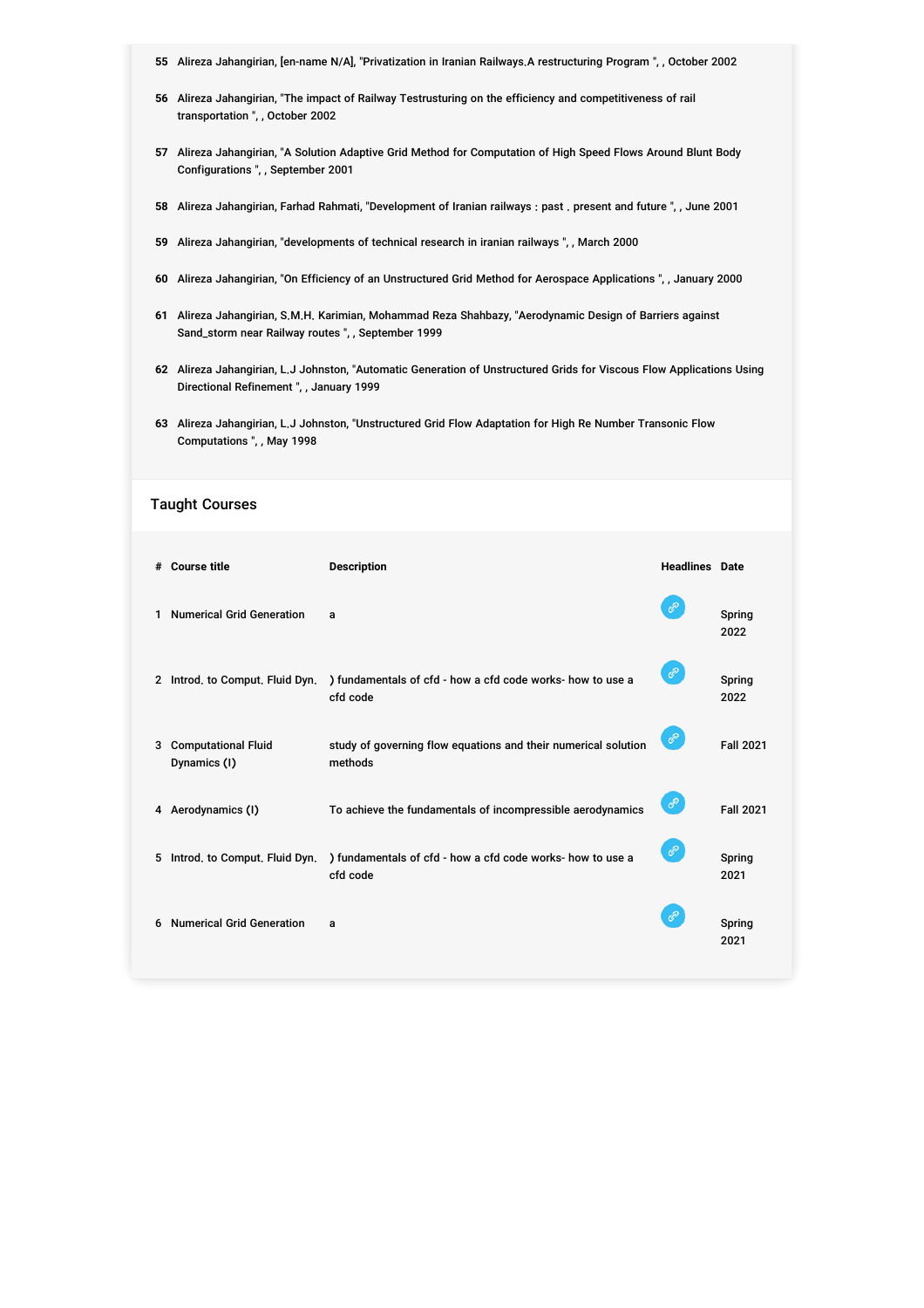55 Alireza Jahangirian, [en-name N/A], "Privatization in Iranian Railways.A restructuring Program ", , October 2002

56 Alireza Jahangirian, "The impact of Railway Testrusturing on the efficiency and competitiveness of rail transportation ", , October 2002

57 Alireza Jahangirian, "A Solution Adaptive Grid Method for Computation of High Speed Flows Around Blunt Body Configurations ", , September 2001

58 Alireza Jahangirian, Farhad Rahmati, "Development of Iranian railways : past . present and future ", , June 2001

59 Alireza Jahangirian, "developments of technical research in iranian railways ", , March 2000

60 Alireza Jahangirian, "On Efficiency of an Unstructured Grid Method for Aerospace Applications ", , January 2000

61 Alireza Jahangirian, S.M.H. Karimian, Mohammad Reza Shahbazy, "Aerodynamic Design of Barriers against Sand_storm near Railway routes ", , September 1999

62 Alireza Jahangirian, L.J Johnston, "Automatic Generation of Unstructured Grids for Viscous Flow Applications Using Directional Refinement ", , January 1999

63 Alireza Jahangirian, L.J Johnston, "Unstructured Grid Flow Adaptation for High Re Number Transonic Flow Computations ", , May 1998

## Taught Courses

| # | Course title | Description | Headlines | Date |
|---|---|---|---|---|
| 1 | Numerical Grid Generation | a | | Spring 2022 |
| 2 | Introd. to Comput. Fluid Dyn. | ) fundamentals of cfd - how a cfd code works- how to use a cfd code | | Spring 2022 |
| 3 | Computational Fluid Dynamics (I) | study of governing flow equations and their numerical solution methods | | Fall 2021 |
| 4 | Aerodynamics (I) | To achieve the fundamentals of incompressible aerodynamics | | Fall 2021 |
| 5 | Introd. to Comput. Fluid Dyn. | ) fundamentals of cfd - how a cfd code works- how to use a cfd code | | Spring 2021 |
| 6 | Numerical Grid Generation | a | | Spring 2021 |